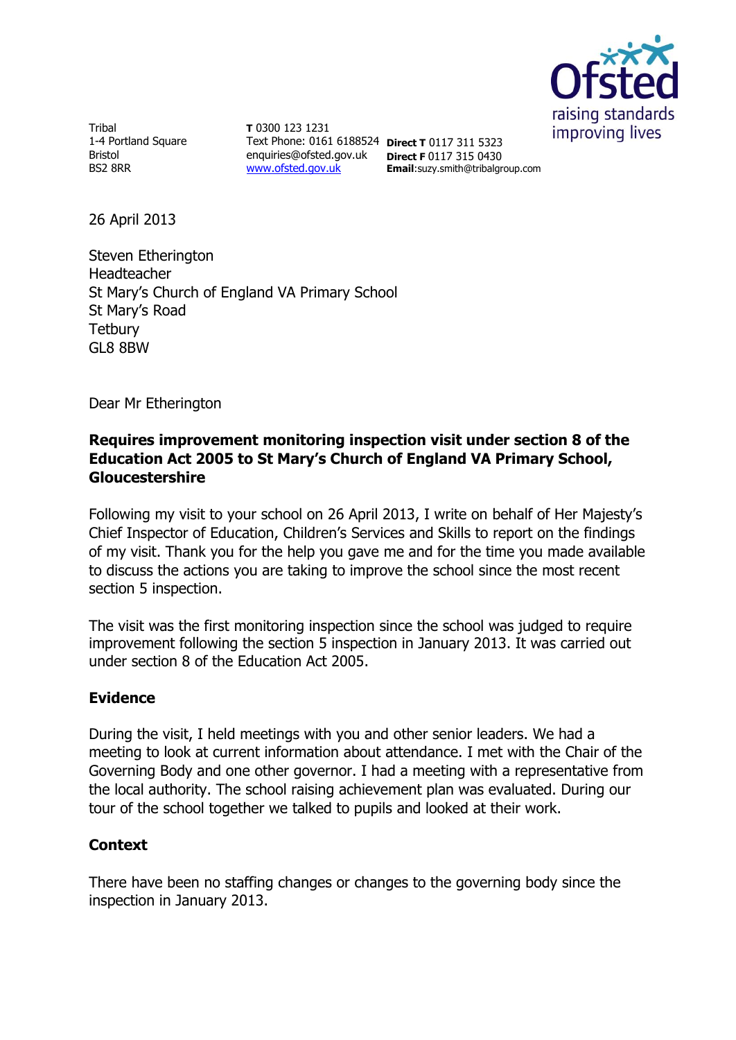Tribal
1-4 Portland Square
Bristol
BS2 8RR

**T** 0300 123 1231
Text Phone: 0161 6188524
enquiries@ofsted.gov.uk
www.ofsted.gov.uk

**Direct T** 0117 311 5323
**Direct F** 0117 315 0430
**Email**:suzy.smith@tribalgroup.com

26 April 2013

Steven Etherington
Headteacher
St Mary's Church of England VA Primary School
St Mary's Road
Tetbury
GL8 8BW

Dear Mr Etherington

**Requires improvement monitoring inspection visit under section 8 of the Education Act 2005 to St Mary's Church of England VA Primary School, Gloucestershire**

Following my visit to your school on 26 April 2013, I write on behalf of Her Majesty's Chief Inspector of Education, Children's Services and Skills to report on the findings of my visit. Thank you for the help you gave me and for the time you made available to discuss the actions you are taking to improve the school since the most recent section 5 inspection.

The visit was the first monitoring inspection since the school was judged to require improvement following the section 5 inspection in January 2013. It was carried out under section 8 of the Education Act 2005.

## Evidence

During the visit, I held meetings with you and other senior leaders. We had a meeting to look at current information about attendance. I met with the Chair of the Governing Body and one other governor. I had a meeting with a representative from the local authority. The school raising achievement plan was evaluated. During our tour of the school together we talked to pupils and looked at their work.

## Context

There have been no staffing changes or changes to the governing body since the inspection in January 2013.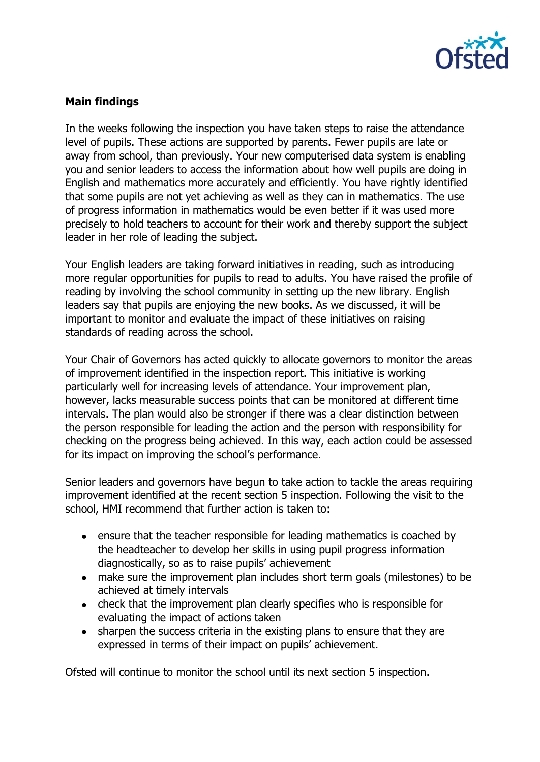**Main findings**

In the weeks following the inspection you have taken steps to raise the attendance level of pupils. These actions are supported by parents. Fewer pupils are late or away from school, than previously. Your new computerised data system is enabling you and senior leaders to access the information about how well pupils are doing in English and mathematics more accurately and efficiently. You have rightly identified that some pupils are not yet achieving as well as they can in mathematics. The use of progress information in mathematics would be even better if it was used more precisely to hold teachers to account for their work and thereby support the subject leader in her role of leading the subject.

Your English leaders are taking forward initiatives in reading, such as introducing more regular opportunities for pupils to read to adults. You have raised the profile of reading by involving the school community in setting up the new library. English leaders say that pupils are enjoying the new books. As we discussed, it will be important to monitor and evaluate the impact of these initiatives on raising standards of reading across the school.

Your Chair of Governors has acted quickly to allocate governors to monitor the areas of improvement identified in the inspection report. This initiative is working particularly well for increasing levels of attendance. Your improvement plan, however, lacks measurable success points that can be monitored at different time intervals. The plan would also be stronger if there was a clear distinction between the person responsible for leading the action and the person with responsibility for checking on the progress being achieved. In this way, each action could be assessed for its impact on improving the school's performance.

Senior leaders and governors have begun to take action to tackle the areas requiring improvement identified at the recent section 5 inspection. Following the visit to the school, HMI recommend that further action is taken to:

- ensure that the teacher responsible for leading mathematics is coached by the headteacher to develop her skills in using pupil progress information diagnostically, so as to raise pupils' achievement
- make sure the improvement plan includes short term goals (milestones) to be achieved at timely intervals
- check that the improvement plan clearly specifies who is responsible for evaluating the impact of actions taken
- sharpen the success criteria in the existing plans to ensure that they are expressed in terms of their impact on pupils' achievement.

Ofsted will continue to monitor the school until its next section 5 inspection.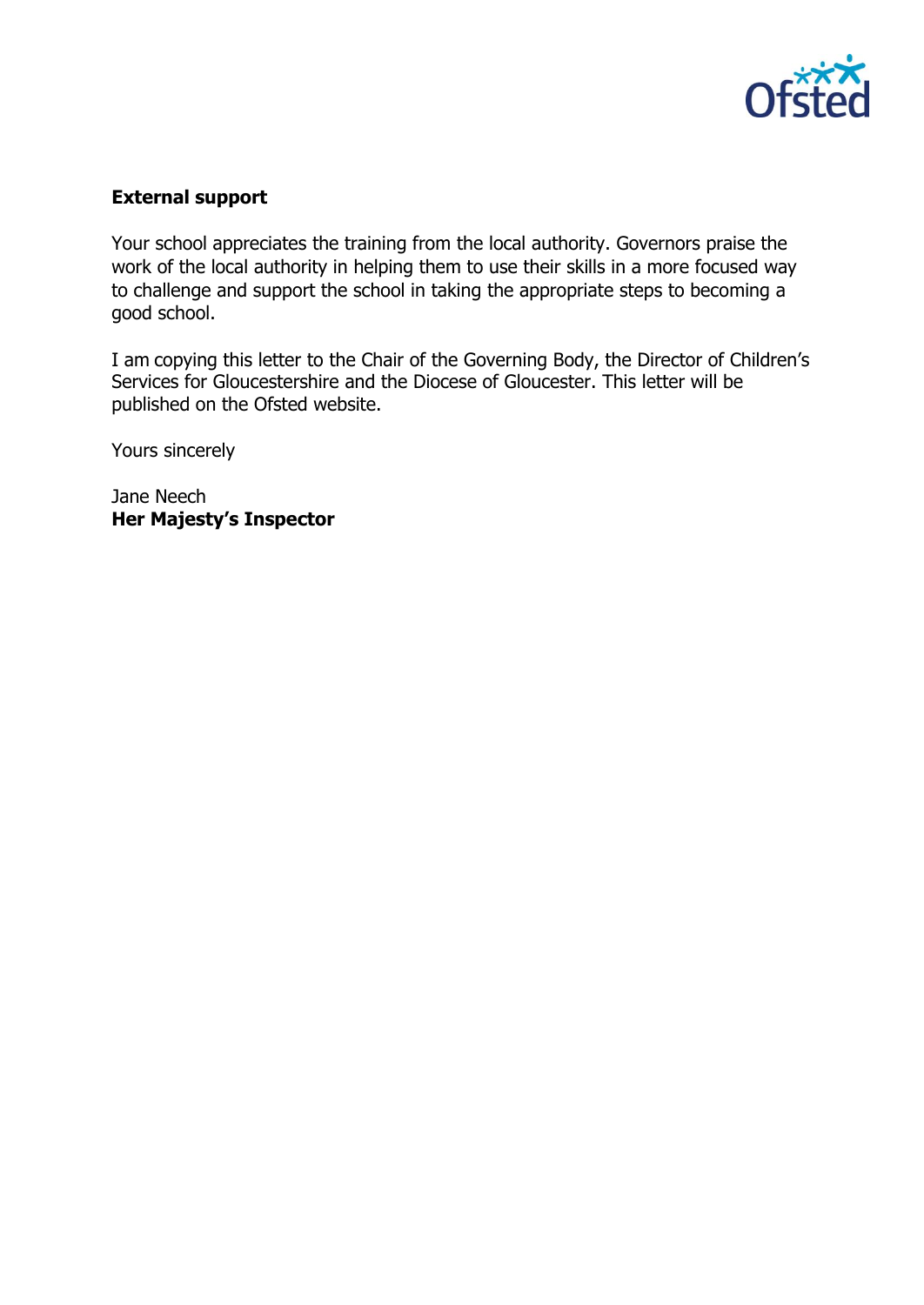**External support**

Your school appreciates the training from the local authority. Governors praise the work of the local authority in helping them to use their skills in a more focused way to challenge and support the school in taking the appropriate steps to becoming a good school.

I am copying this letter to the Chair of the Governing Body, the Director of Children's Services for Gloucestershire and the Diocese of Gloucester. This letter will be published on the Ofsted website.

Yours sincerely

Jane Neech
**Her Majesty's Inspector**